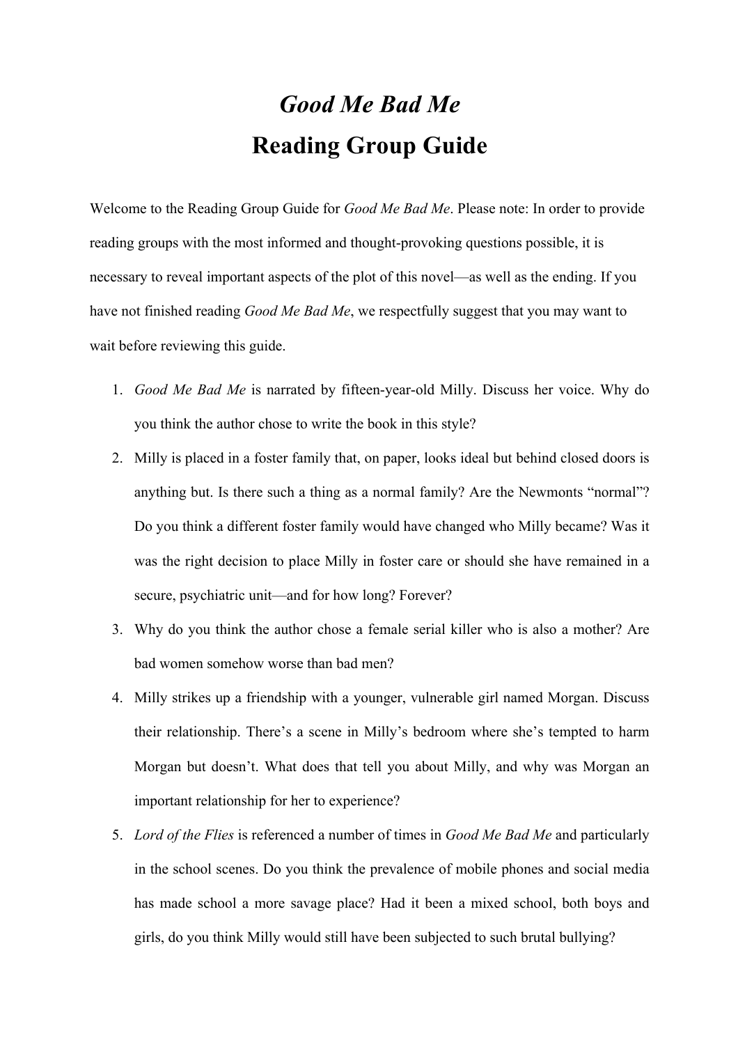# *Good Me Bad Me*

## Reading Group Guide

Welcome to the Reading Group Guide for *Good Me Bad Me*. Please note: In order to provide reading groups with the most informed and thought-provoking questions possible, it is necessary to reveal important aspects of the plot of this novel—as well as the ending. If you have not finished reading *Good Me Bad Me*, we respectfully suggest that you may want to wait before reviewing this guide.

1. *Good Me Bad Me* is narrated by fifteen-year-old Milly. Discuss her voice. Why do you think the author chose to write the book in this style?
2. Milly is placed in a foster family that, on paper, looks ideal but behind closed doors is anything but. Is there such a thing as a normal family? Are the Newmonts "normal"? Do you think a different foster family would have changed who Milly became? Was it was the right decision to place Milly in foster care or should she have remained in a secure, psychiatric unit—and for how long? Forever?
3. Why do you think the author chose a female serial killer who is also a mother? Are bad women somehow worse than bad men?
4. Milly strikes up a friendship with a younger, vulnerable girl named Morgan. Discuss their relationship. There's a scene in Milly's bedroom where she's tempted to harm Morgan but doesn't. What does that tell you about Milly, and why was Morgan an important relationship for her to experience?
5. *Lord of the Flies* is referenced a number of times in *Good Me Bad Me* and particularly in the school scenes. Do you think the prevalence of mobile phones and social media has made school a more savage place? Had it been a mixed school, both boys and girls, do you think Milly would still have been subjected to such brutal bullying?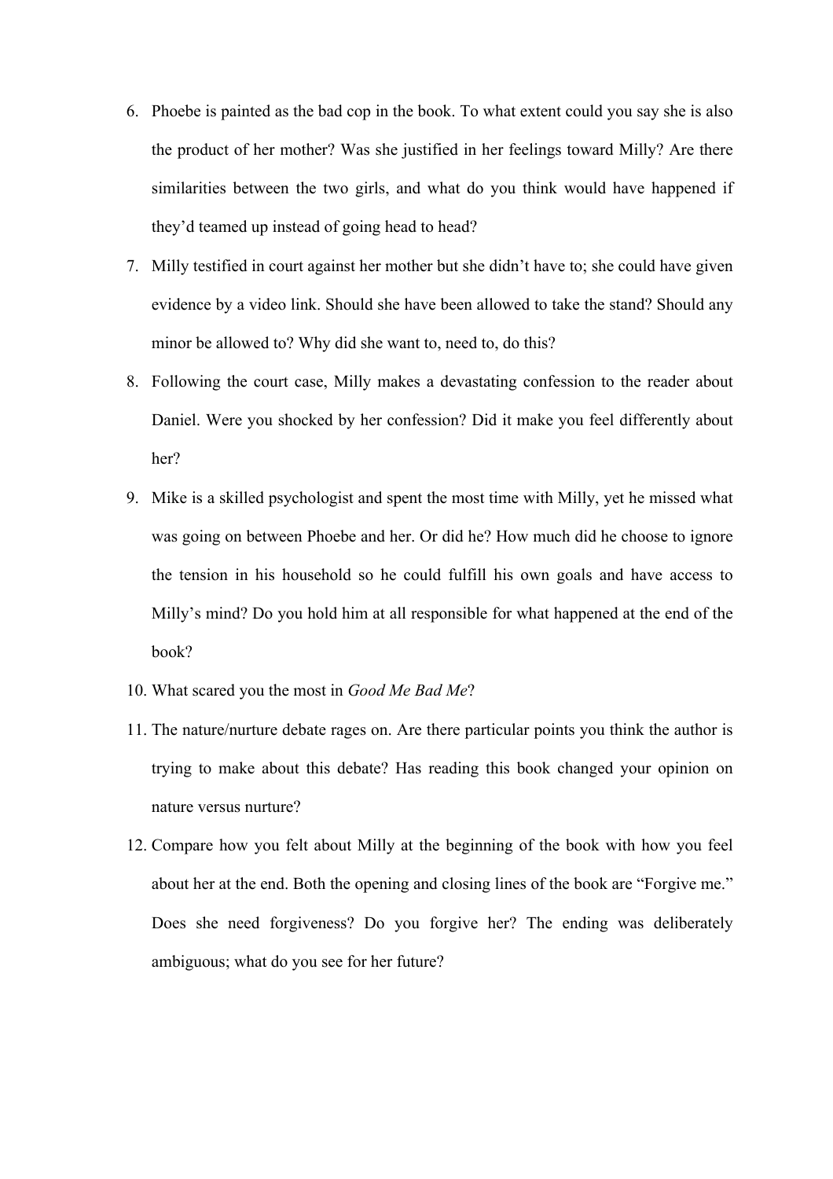6. Phoebe is painted as the bad cop in the book. To what extent could you say she is also the product of her mother? Was she justified in her feelings toward Milly? Are there similarities between the two girls, and what do you think would have happened if they'd teamed up instead of going head to head?
7. Milly testified in court against her mother but she didn't have to; she could have given evidence by a video link. Should she have been allowed to take the stand? Should any minor be allowed to? Why did she want to, need to, do this?
8. Following the court case, Milly makes a devastating confession to the reader about Daniel. Were you shocked by her confession? Did it make you feel differently about her?
9. Mike is a skilled psychologist and spent the most time with Milly, yet he missed what was going on between Phoebe and her. Or did he? How much did he choose to ignore the tension in his household so he could fulfill his own goals and have access to Milly's mind? Do you hold him at all responsible for what happened at the end of the book?
10. What scared you the most in *Good Me Bad Me*?
11. The nature/nurture debate rages on. Are there particular points you think the author is trying to make about this debate? Has reading this book changed your opinion on nature versus nurture?
12. Compare how you felt about Milly at the beginning of the book with how you feel about her at the end. Both the opening and closing lines of the book are "Forgive me." Does she need forgiveness? Do you forgive her? The ending was deliberately ambiguous; what do you see for her future?